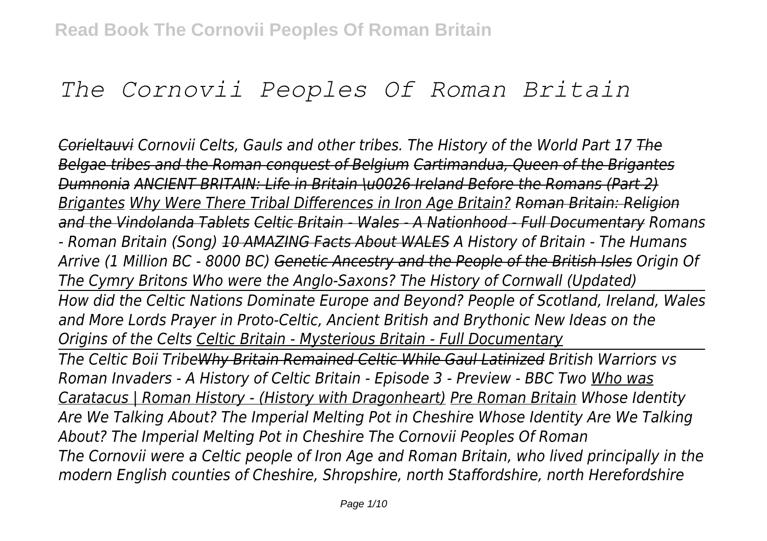# *The Cornovii Peoples Of Roman Britain*

*~~Corieltauvi~~ Cornovii Celts, Gauls and other tribes. The History of the World Part 17 ~~The Belgae tribes and the Roman conquest of Belgium~~ Cartimandua, Queen of the Brigantes ~~Dumnonia~~ ~~ANCIENT BRITAIN: Life in Britain \u0026 Ireland Before the Romans (Part 2)~~ Brigantes Why Were There Tribal Differences in Iron Age Britain? ~~Roman Britain: Religion and the Vindolanda Tablets~~ ~~Celtic Britain - Wales - A Nationhood - Full Documentary~~ Romans - Roman Britain (Song) ~~10 AMAZING Facts About WALES~~ A History of Britain - The Humans Arrive (1 Million BC - 8000 BC) ~~Genetic Ancestry and the People of the British Isles~~ Origin Of The Cymry Britons Who were the Anglo-Saxons? The History of Cornwall (Updated)*

*How did the Celtic Nations Dominate Europe and Beyond? People of Scotland, Ireland, Wales and More Lords Prayer in Proto-Celtic, Ancient British and Brythonic New Ideas on the Origins of the Celts Celtic Britain - Mysterious Britain - Full Documentary*

*The Celtic Boii Tribe~~Why Britain Remained Celtic While Gaul Latinized~~ British Warriors vs Roman Invaders - A History of Celtic Britain - Episode 3 - Preview - BBC Two Who was Caratacus | Roman History - (History with Dragonheart) Pre Roman Britain Whose Identity Are We Talking About? The Imperial Melting Pot in Cheshire Whose Identity Are We Talking About? The Imperial Melting Pot in Cheshire The Cornovii Peoples Of Roman*

*The Cornovii were a Celtic people of Iron Age and Roman Britain, who lived principally in the modern English counties of Cheshire, Shropshire, north Staffordshire, north Herefordshire*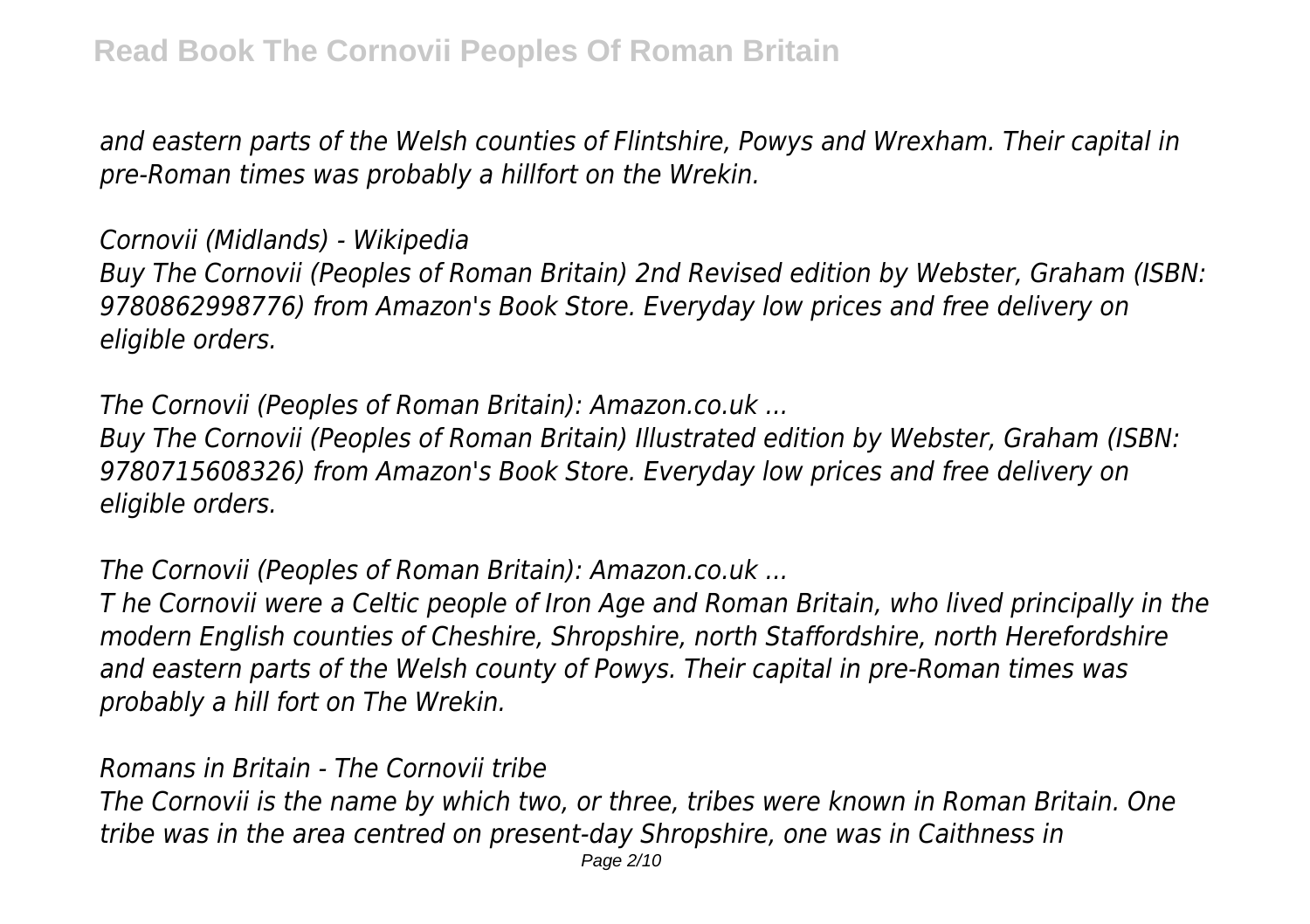*and eastern parts of the Welsh counties of Flintshire, Powys and Wrexham. Their capital in pre-Roman times was probably a hillfort on the Wrekin.*

*Cornovii (Midlands) - Wikipedia*

*Buy The Cornovii (Peoples of Roman Britain) 2nd Revised edition by Webster, Graham (ISBN: 9780862998776) from Amazon's Book Store. Everyday low prices and free delivery on eligible orders.*

*The Cornovii (Peoples of Roman Britain): Amazon.co.uk ...*

*Buy The Cornovii (Peoples of Roman Britain) Illustrated edition by Webster, Graham (ISBN: 9780715608326) from Amazon's Book Store. Everyday low prices and free delivery on eligible orders.*

*The Cornovii (Peoples of Roman Britain): Amazon.co.uk ...*

*T he Cornovii were a Celtic people of Iron Age and Roman Britain, who lived principally in the modern English counties of Cheshire, Shropshire, north Staffordshire, north Herefordshire and eastern parts of the Welsh county of Powys. Their capital in pre-Roman times was probably a hill fort on The Wrekin.*

*Romans in Britain - The Cornovii tribe*

*The Cornovii is the name by which two, or three, tribes were known in Roman Britain. One tribe was in the area centred on present-day Shropshire, one was in Caithness in*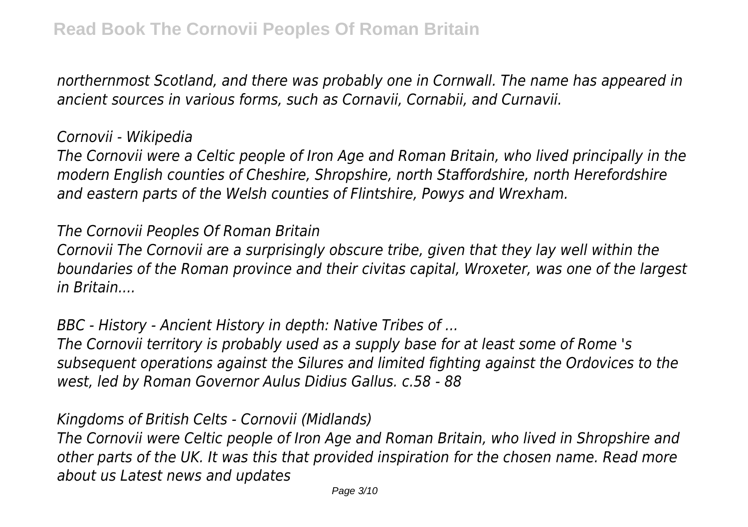*northernmost Scotland, and there was probably one in Cornwall. The name has appeared in ancient sources in various forms, such as Cornavii, Cornabii, and Curnavii.*

*Cornovii - Wikipedia*

*The Cornovii were a Celtic people of Iron Age and Roman Britain, who lived principally in the modern English counties of Cheshire, Shropshire, north Staffordshire, north Herefordshire and eastern parts of the Welsh counties of Flintshire, Powys and Wrexham.*

*The Cornovii Peoples Of Roman Britain*

*Cornovii The Cornovii are a surprisingly obscure tribe, given that they lay well within the boundaries of the Roman province and their civitas capital, Wroxeter, was one of the largest in Britain....*

*BBC - History - Ancient History in depth: Native Tribes of ...*

*The Cornovii territory is probably used as a supply base for at least some of Rome 's subsequent operations against the Silures and limited fighting against the Ordovices to the west, led by Roman Governor Aulus Didius Gallus. c.58 - 88*

*Kingdoms of British Celts - Cornovii (Midlands)*

*The Cornovii were Celtic people of Iron Age and Roman Britain, who lived in Shropshire and other parts of the UK. It was this that provided inspiration for the chosen name. Read more about us Latest news and updates*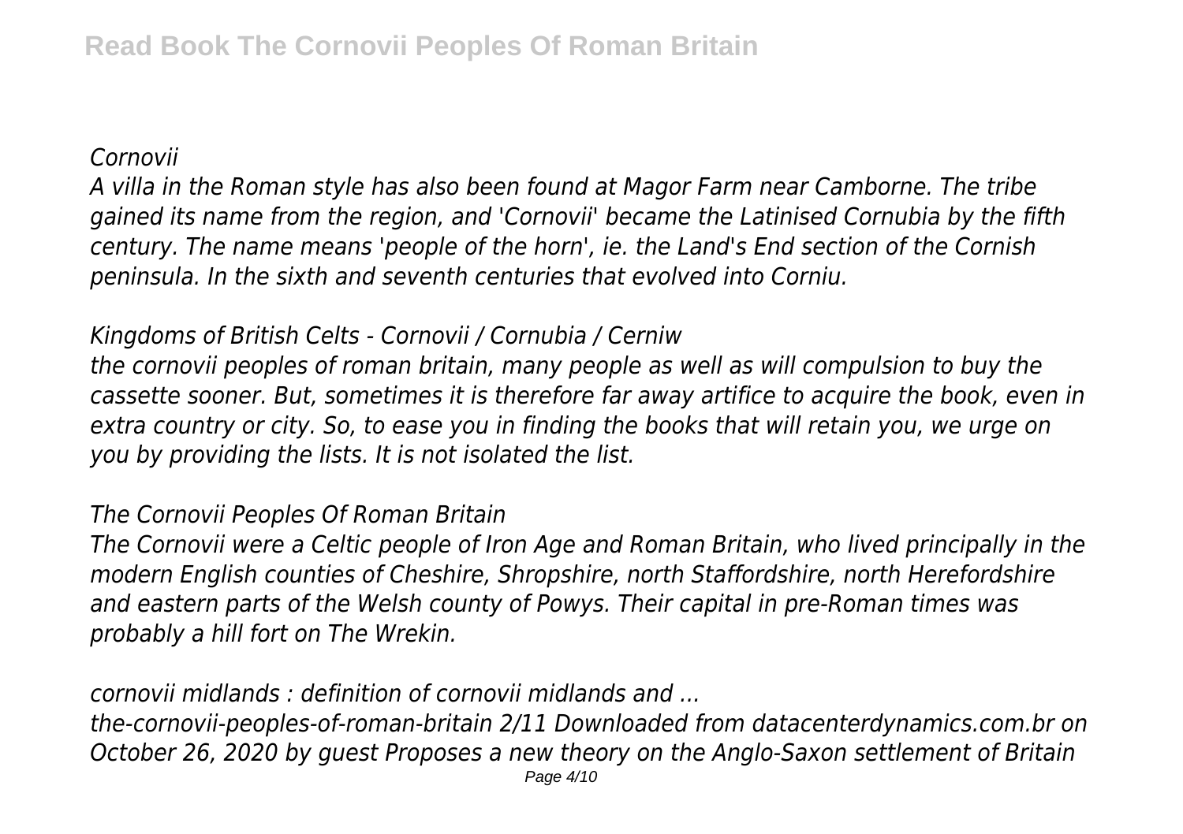*Cornovii*

*A villa in the Roman style has also been found at Magor Farm near Camborne. The tribe gained its name from the region, and 'Cornovii' became the Latinised Cornubia by the fifth century. The name means 'people of the horn', ie. the Land's End section of the Cornish peninsula. In the sixth and seventh centuries that evolved into Corniu.*

*Kingdoms of British Celts - Cornovii / Cornubia / Cerniw*

*the cornovii peoples of roman britain, many people as well as will compulsion to buy the cassette sooner. But, sometimes it is therefore far away artifice to acquire the book, even in extra country or city. So, to ease you in finding the books that will retain you, we urge on you by providing the lists. It is not isolated the list.*

*The Cornovii Peoples Of Roman Britain*

*The Cornovii were a Celtic people of Iron Age and Roman Britain, who lived principally in the modern English counties of Cheshire, Shropshire, north Staffordshire, north Herefordshire and eastern parts of the Welsh county of Powys. Their capital in pre-Roman times was probably a hill fort on The Wrekin.*

*cornovii midlands : definition of cornovii midlands and ...*

*the-cornovii-peoples-of-roman-britain 2/11 Downloaded from datacenterdynamics.com.br on October 26, 2020 by guest Proposes a new theory on the Anglo-Saxon settlement of Britain*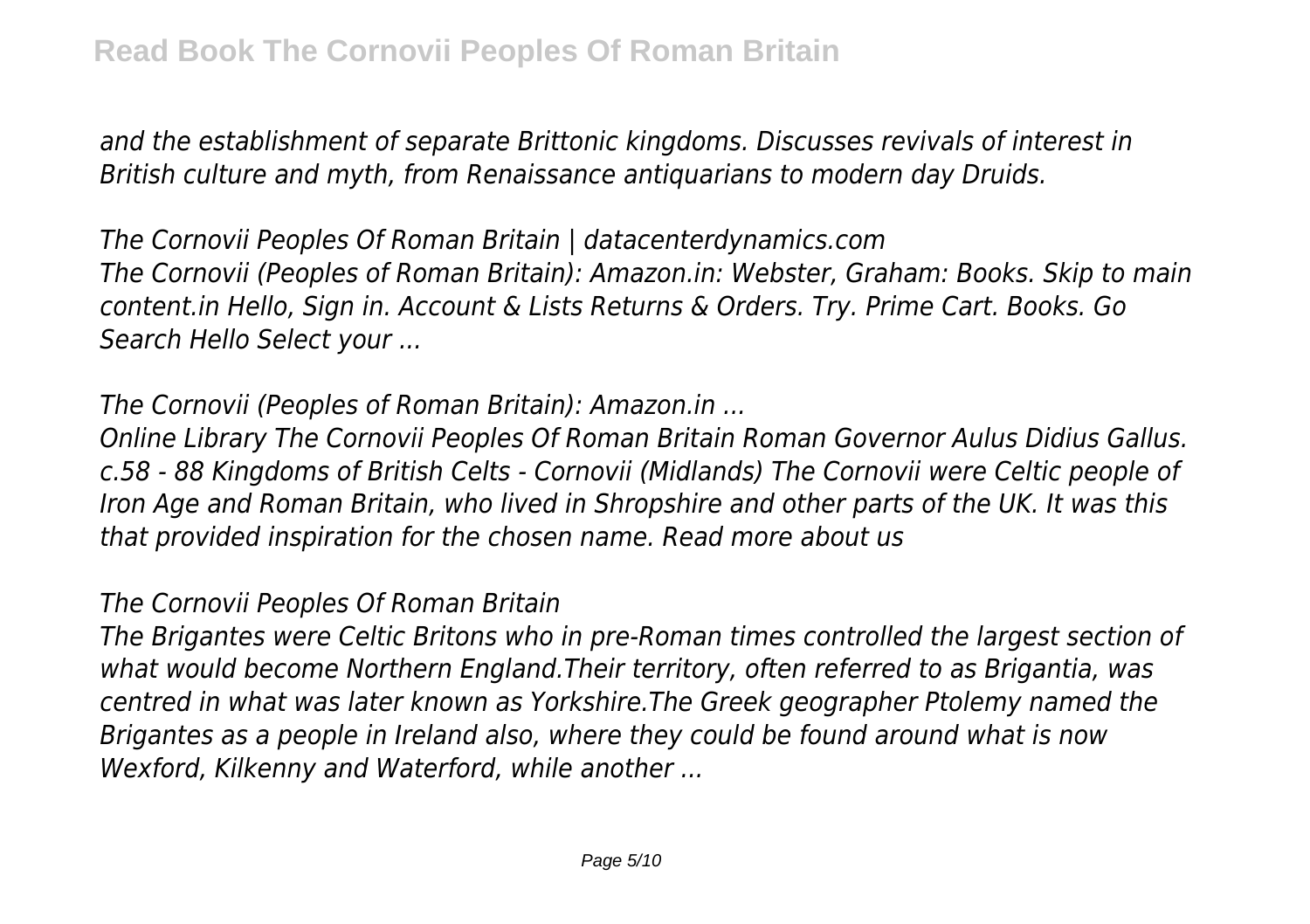*and the establishment of separate Brittonic kingdoms. Discusses revivals of interest in British culture and myth, from Renaissance antiquarians to modern day Druids.*

*The Cornovii Peoples Of Roman Britain | datacenterdynamics.com*
*The Cornovii (Peoples of Roman Britain): Amazon.in: Webster, Graham: Books. Skip to main content.in Hello, Sign in. Account & Lists Returns & Orders. Try. Prime Cart. Books. Go Search Hello Select your ...*

*The Cornovii (Peoples of Roman Britain): Amazon.in ...*

*Online Library The Cornovii Peoples Of Roman Britain Roman Governor Aulus Didius Gallus. c.58 - 88 Kingdoms of British Celts - Cornovii (Midlands) The Cornovii were Celtic people of Iron Age and Roman Britain, who lived in Shropshire and other parts of the UK. It was this that provided inspiration for the chosen name. Read more about us*

*The Cornovii Peoples Of Roman Britain*

*The Brigantes were Celtic Britons who in pre-Roman times controlled the largest section of what would become Northern England.Their territory, often referred to as Brigantia, was centred in what was later known as Yorkshire.The Greek geographer Ptolemy named the Brigantes as a people in Ireland also, where they could be found around what is now Wexford, Kilkenny and Waterford, while another ...*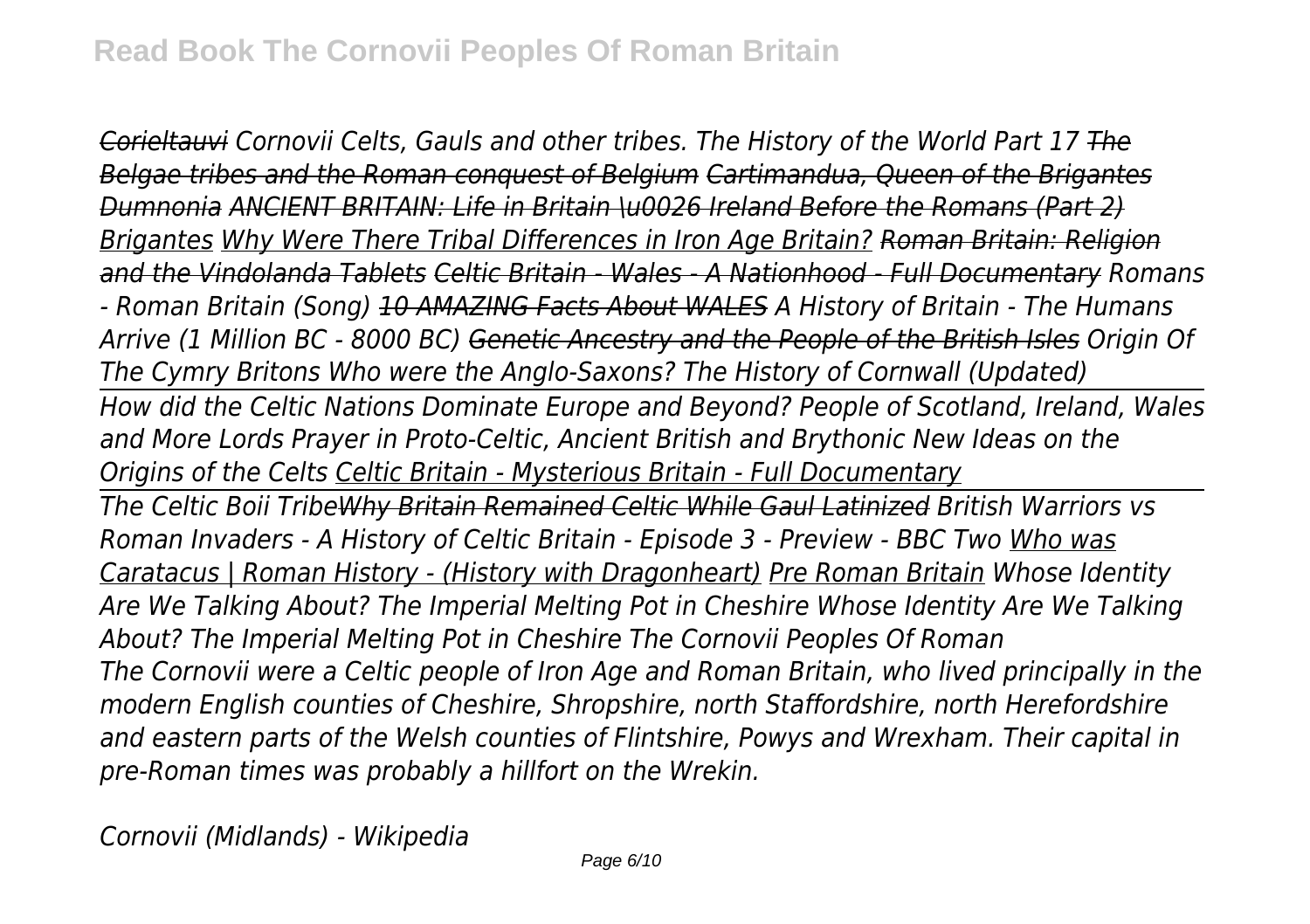*Corieltauvi Cornovii Celts, Gauls and other tribes. The History of the World Part 17 The Belgae tribes and the Roman conquest of Belgium Cartimandua, Queen of the Brigantes Dumnonia ANCIENT BRITAIN: Life in Britain \u0026 Ireland Before the Romans (Part 2) Brigantes Why Were There Tribal Differences in Iron Age Britain? Roman Britain: Religion and the Vindolanda Tablets Celtic Britain - Wales - A Nationhood - Full Documentary Romans - Roman Britain (Song) 10 AMAZING Facts About WALES A History of Britain - The Humans Arrive (1 Million BC - 8000 BC) Genetic Ancestry and the People of the British Isles Origin Of The Cymry Britons Who were the Anglo-Saxons? The History of Cornwall (Updated)*

*How did the Celtic Nations Dominate Europe and Beyond? People of Scotland, Ireland, Wales and More Lords Prayer in Proto-Celtic, Ancient British and Brythonic New Ideas on the Origins of the Celts Celtic Britain - Mysterious Britain - Full Documentary*

*The Celtic Boii TribeWhy Britain Remained Celtic While Gaul Latinized British Warriors vs Roman Invaders - A History of Celtic Britain - Episode 3 - Preview - BBC Two Who was Caratacus | Roman History - (History with Dragonheart) Pre Roman Britain Whose Identity Are We Talking About? The Imperial Melting Pot in Cheshire Whose Identity Are We Talking About? The Imperial Melting Pot in Cheshire The Cornovii Peoples Of Roman*

*The Cornovii were a Celtic people of Iron Age and Roman Britain, who lived principally in the modern English counties of Cheshire, Shropshire, north Staffordshire, north Herefordshire and eastern parts of the Welsh counties of Flintshire, Powys and Wrexham. Their capital in pre-Roman times was probably a hillfort on the Wrekin.*

*Cornovii (Midlands) - Wikipedia*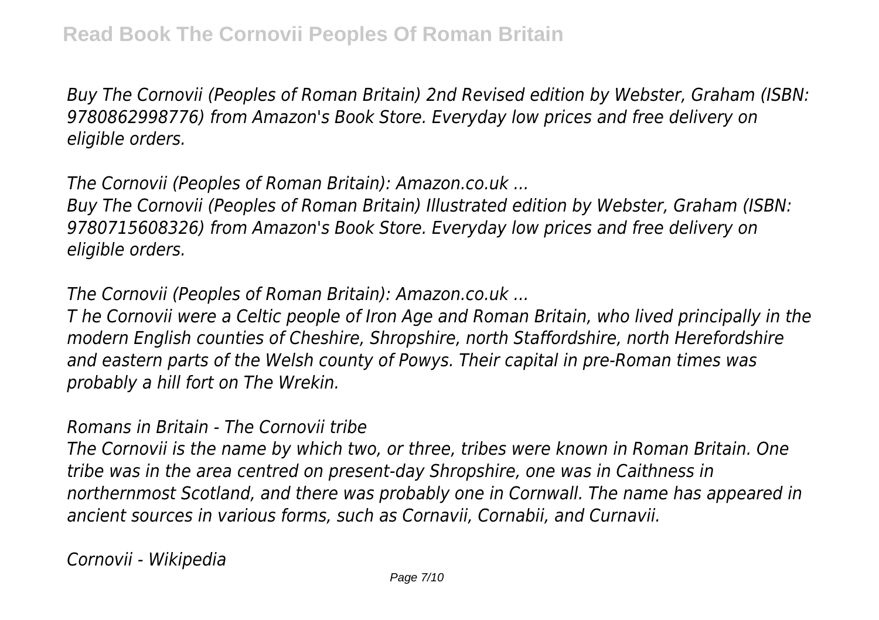*Buy The Cornovii (Peoples of Roman Britain) 2nd Revised edition by Webster, Graham (ISBN: 9780862998776) from Amazon's Book Store. Everyday low prices and free delivery on eligible orders.*

*The Cornovii (Peoples of Roman Britain): Amazon.co.uk ...*

*Buy The Cornovii (Peoples of Roman Britain) Illustrated edition by Webster, Graham (ISBN: 9780715608326) from Amazon's Book Store. Everyday low prices and free delivery on eligible orders.*

*The Cornovii (Peoples of Roman Britain): Amazon.co.uk ...*

*T he Cornovii were a Celtic people of Iron Age and Roman Britain, who lived principally in the modern English counties of Cheshire, Shropshire, north Staffordshire, north Herefordshire and eastern parts of the Welsh county of Powys. Their capital in pre-Roman times was probably a hill fort on The Wrekin.*

*Romans in Britain - The Cornovii tribe*

*The Cornovii is the name by which two, or three, tribes were known in Roman Britain. One tribe was in the area centred on present-day Shropshire, one was in Caithness in northernmost Scotland, and there was probably one in Cornwall. The name has appeared in ancient sources in various forms, such as Cornavii, Cornabii, and Curnavii.*

*Cornovii - Wikipedia*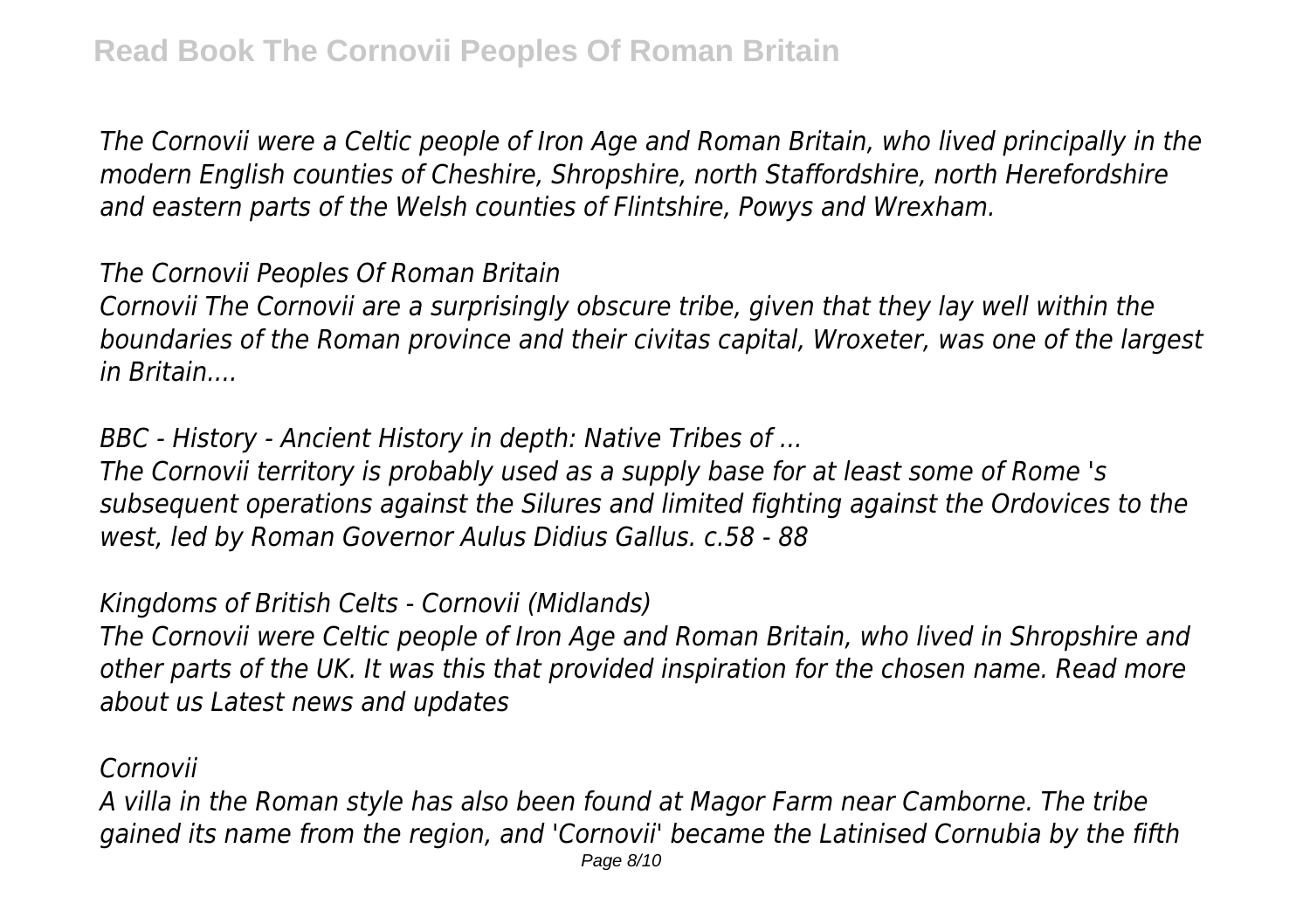*The Cornovii were a Celtic people of Iron Age and Roman Britain, who lived principally in the modern English counties of Cheshire, Shropshire, north Staffordshire, north Herefordshire and eastern parts of the Welsh counties of Flintshire, Powys and Wrexham.*

*The Cornovii Peoples Of Roman Britain*

*Cornovii The Cornovii are a surprisingly obscure tribe, given that they lay well within the boundaries of the Roman province and their civitas capital, Wroxeter, was one of the largest in Britain....*

*BBC - History - Ancient History in depth: Native Tribes of ...*

*The Cornovii territory is probably used as a supply base for at least some of Rome 's subsequent operations against the Silures and limited fighting against the Ordovices to the west, led by Roman Governor Aulus Didius Gallus. c.58 - 88*

*Kingdoms of British Celts - Cornovii (Midlands)*

*The Cornovii were Celtic people of Iron Age and Roman Britain, who lived in Shropshire and other parts of the UK. It was this that provided inspiration for the chosen name. Read more about us Latest news and updates*

*Cornovii*

*A villa in the Roman style has also been found at Magor Farm near Camborne. The tribe gained its name from the region, and 'Cornovii' became the Latinised Cornubia by the fifth*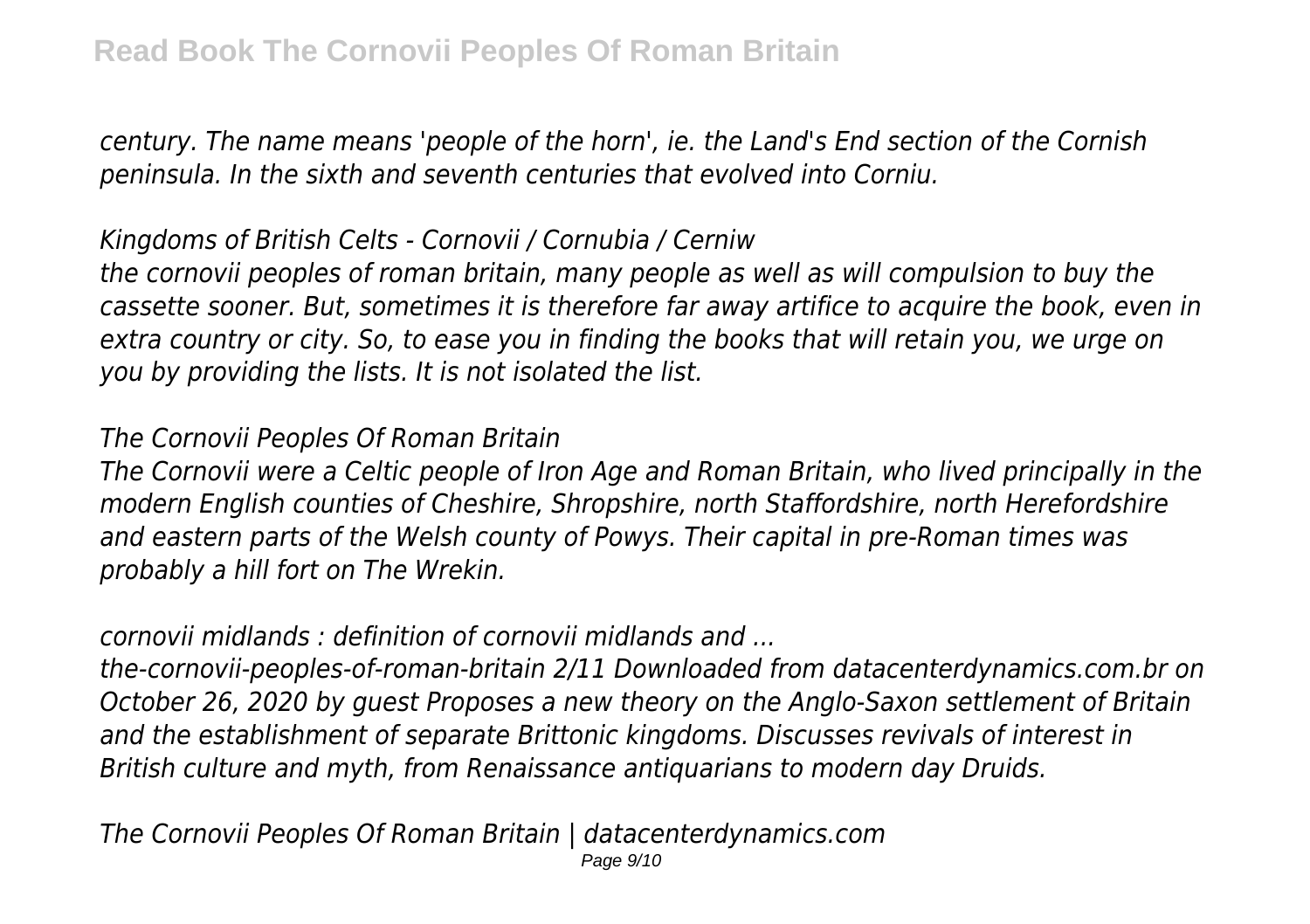*century. The name means 'people of the horn', ie. the Land's End section of the Cornish peninsula. In the sixth and seventh centuries that evolved into Corniu.*

*Kingdoms of British Celts - Cornovii / Cornubia / Cerniw*

*the cornovii peoples of roman britain, many people as well as will compulsion to buy the cassette sooner. But, sometimes it is therefore far away artifice to acquire the book, even in extra country or city. So, to ease you in finding the books that will retain you, we urge on you by providing the lists. It is not isolated the list.*

*The Cornovii Peoples Of Roman Britain*

*The Cornovii were a Celtic people of Iron Age and Roman Britain, who lived principally in the modern English counties of Cheshire, Shropshire, north Staffordshire, north Herefordshire and eastern parts of the Welsh county of Powys. Their capital in pre-Roman times was probably a hill fort on The Wrekin.*

*cornovii midlands : definition of cornovii midlands and ...*

*the-cornovii-peoples-of-roman-britain 2/11 Downloaded from datacenterdynamics.com.br on October 26, 2020 by guest Proposes a new theory on the Anglo-Saxon settlement of Britain and the establishment of separate Brittonic kingdoms. Discusses revivals of interest in British culture and myth, from Renaissance antiquarians to modern day Druids.*

*The Cornovii Peoples Of Roman Britain | datacenterdynamics.com*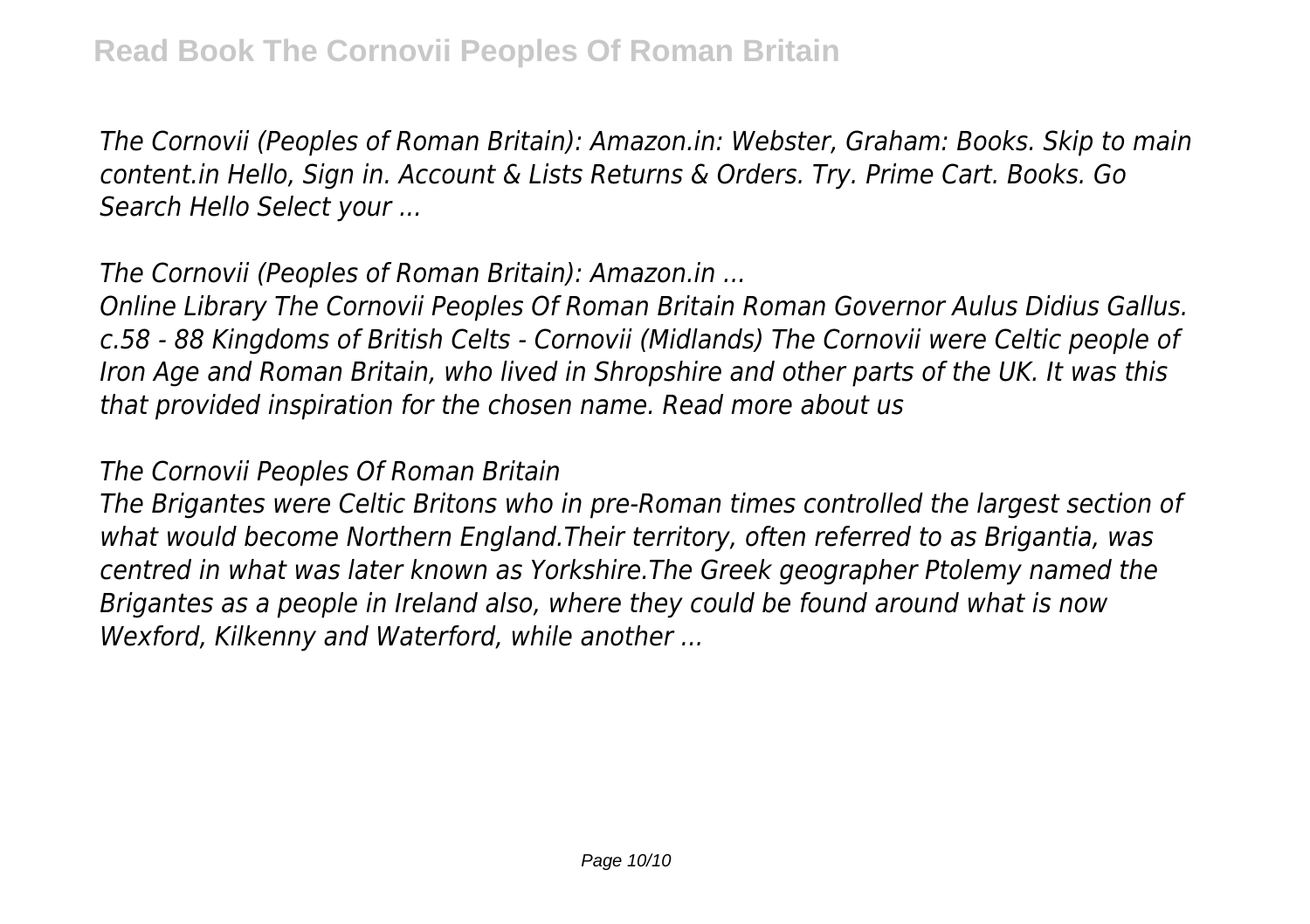*The Cornovii (Peoples of Roman Britain): Amazon.in: Webster, Graham: Books. Skip to main content.in Hello, Sign in. Account & Lists Returns & Orders. Try. Prime Cart. Books. Go Search Hello Select your ...*

*The Cornovii (Peoples of Roman Britain): Amazon.in ...*

*Online Library The Cornovii Peoples Of Roman Britain Roman Governor Aulus Didius Gallus. c.58 - 88 Kingdoms of British Celts - Cornovii (Midlands) The Cornovii were Celtic people of Iron Age and Roman Britain, who lived in Shropshire and other parts of the UK. It was this that provided inspiration for the chosen name. Read more about us*

*The Cornovii Peoples Of Roman Britain*

*The Brigantes were Celtic Britons who in pre-Roman times controlled the largest section of what would become Northern England.Their territory, often referred to as Brigantia, was centred in what was later known as Yorkshire.The Greek geographer Ptolemy named the Brigantes as a people in Ireland also, where they could be found around what is now Wexford, Kilkenny and Waterford, while another ...*